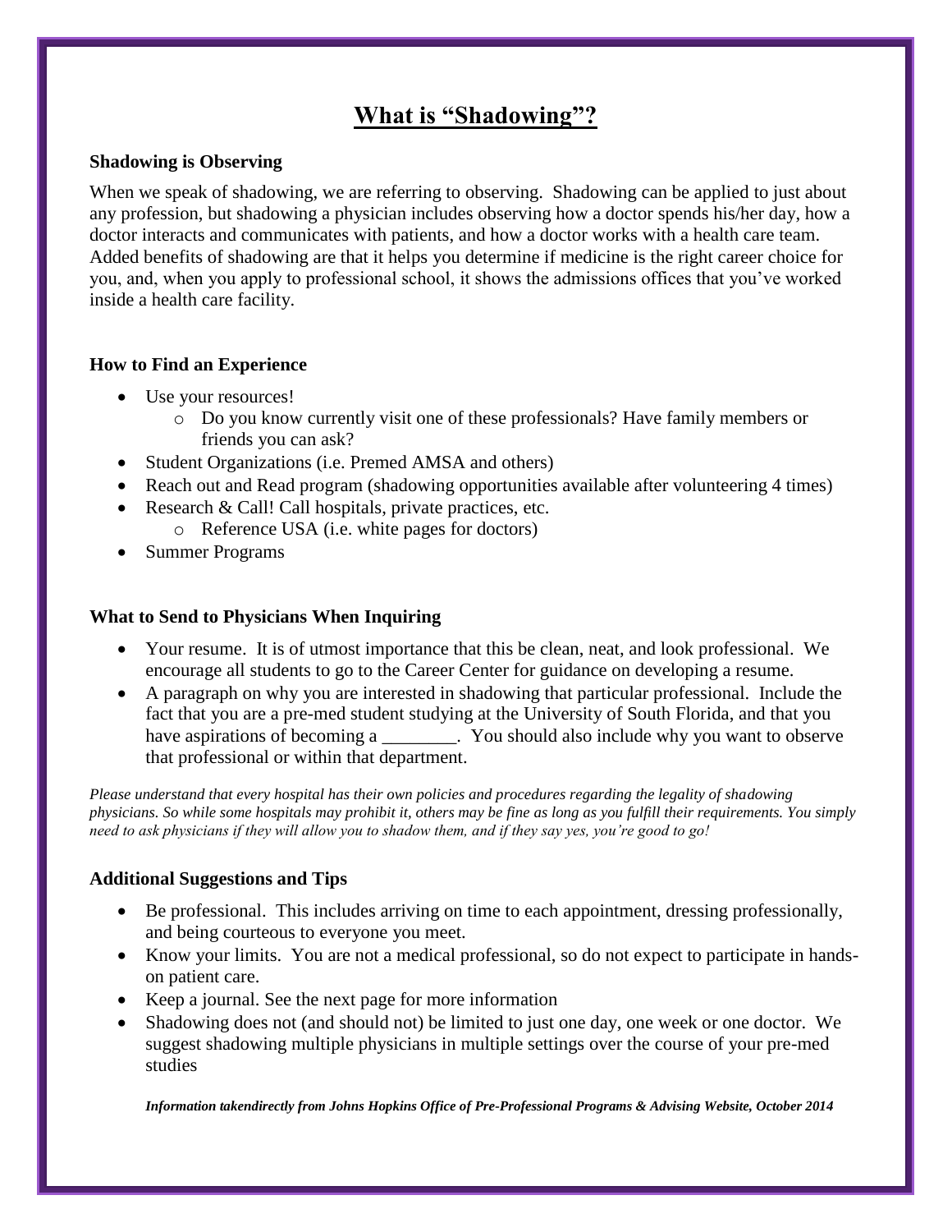# What is "Shadowing"?

### Shadowing is Observing

When we speak of shadowing, we are referring to observing. Shadowing can be applied to just about any profession, but shadowing a physician includes observing how a doctor spends his/her day, how a doctor interacts and communicates with patients, and how a doctor works with a health care team. Added benefits of shadowing are that it helps you determine if medicine is the right career choice for you, and, when you apply to professional school, it shows the admissions offices that you've worked inside a health care facility.

### How to Find an Experience

- Use your resources!
  - Do you know currently visit one of these professionals? Have family members or friends you can ask?
- Student Organizations (i.e. Premed AMSA and others)
- Reach out and Read program (shadowing opportunities available after volunteering 4 times)
- Research & Call! Call hospitals, private practices, etc.
  - Reference USA (i.e. white pages for doctors)
- Summer Programs

### What to Send to Physicians When Inquiring

- Your resume. It is of utmost importance that this be clean, neat, and look professional. We encourage all students to go to the Career Center for guidance on developing a resume.
- A paragraph on why you are interested in shadowing that particular professional. Include the fact that you are a pre-med student studying at the University of South Florida, and that you have aspirations of becoming a ________. You should also include why you want to observe that professional or within that department.

*Please understand that every hospital has their own policies and procedures regarding the legality of shadowing physicians. So while some hospitals may prohibit it, others may be fine as long as you fulfill their requirements. You simply need to ask physicians if they will allow you to shadow them, and if they say yes, you're good to go!*

### Additional Suggestions and Tips

- Be professional. This includes arriving on time to each appointment, dressing professionally, and being courteous to everyone you meet.
- Know your limits. You are not a medical professional, so do not expect to participate in hands-on patient care.
- Keep a journal. See the next page for more information
- Shadowing does not (and should not) be limited to just one day, one week or one doctor. We suggest shadowing multiple physicians in multiple settings over the course of your pre-med studies

***Information takendirectly from Johns Hopkins Office of Pre-Professional Programs & Advising Website, October 2014***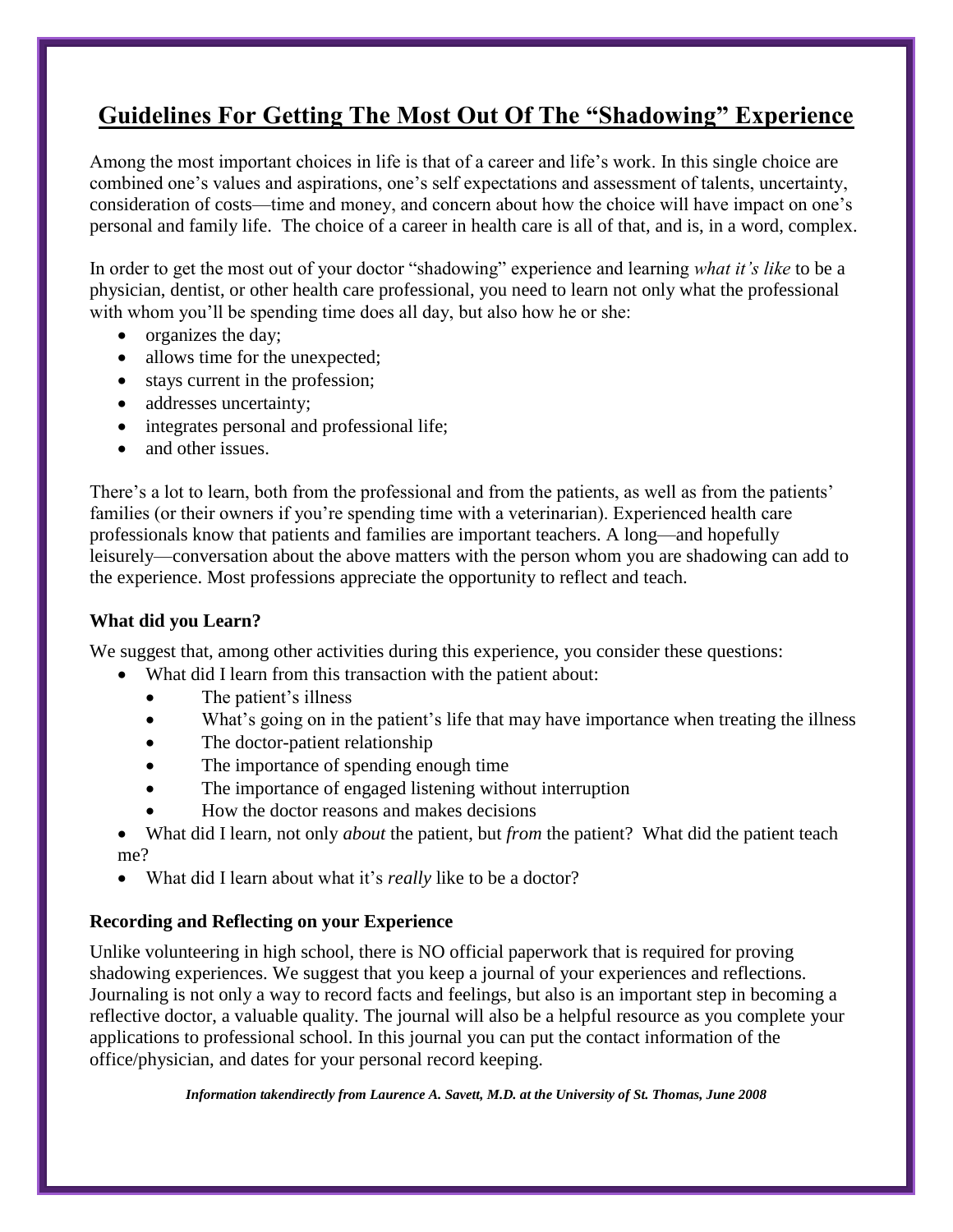# Guidelines For Getting The Most Out Of The "Shadowing" Experience

Among the most important choices in life is that of a career and life's work. In this single choice are combined one's values and aspirations, one's self expectations and assessment of talents, uncertainty, consideration of costs—time and money, and concern about how the choice will have impact on one's personal and family life. The choice of a career in health care is all of that, and is, in a word, complex.

In order to get the most out of your doctor "shadowing" experience and learning *what it's like* to be a physician, dentist, or other health care professional, you need to learn not only what the professional with whom you'll be spending time does all day, but also how he or she:

- organizes the day;
- allows time for the unexpected;
- stays current in the profession;
- addresses uncertainty;
- integrates personal and professional life;
- and other issues.

There's a lot to learn, both from the professional and from the patients, as well as from the patients' families (or their owners if you're spending time with a veterinarian). Experienced health care professionals know that patients and families are important teachers. A long—and hopefully leisurely—conversation about the above matters with the person whom you are shadowing can add to the experience. Most professions appreciate the opportunity to reflect and teach.

### What did you Learn?

We suggest that, among other activities during this experience, you consider these questions:

- What did I learn from this transaction with the patient about:
    - The patient's illness
    - What's going on in the patient's life that may have importance when treating the illness
    - The doctor-patient relationship
    - The importance of spending enough time
    - The importance of engaged listening without interruption
    - How the doctor reasons and makes decisions
- What did I learn, not only *about* the patient, but *from* the patient? What did the patient teach me?
- What did I learn about what it's *really* like to be a doctor?

### Recording and Reflecting on your Experience

Unlike volunteering in high school, there is NO official paperwork that is required for proving shadowing experiences. We suggest that you keep a journal of your experiences and reflections. Journaling is not only a way to record facts and feelings, but also is an important step in becoming a reflective doctor, a valuable quality. The journal will also be a helpful resource as you complete your applications to professional school. In this journal you can put the contact information of the office/physician, and dates for your personal record keeping.

***Information takendirectly from Laurence A. Savett, M.D. at the University of St. Thomas, June 2008***